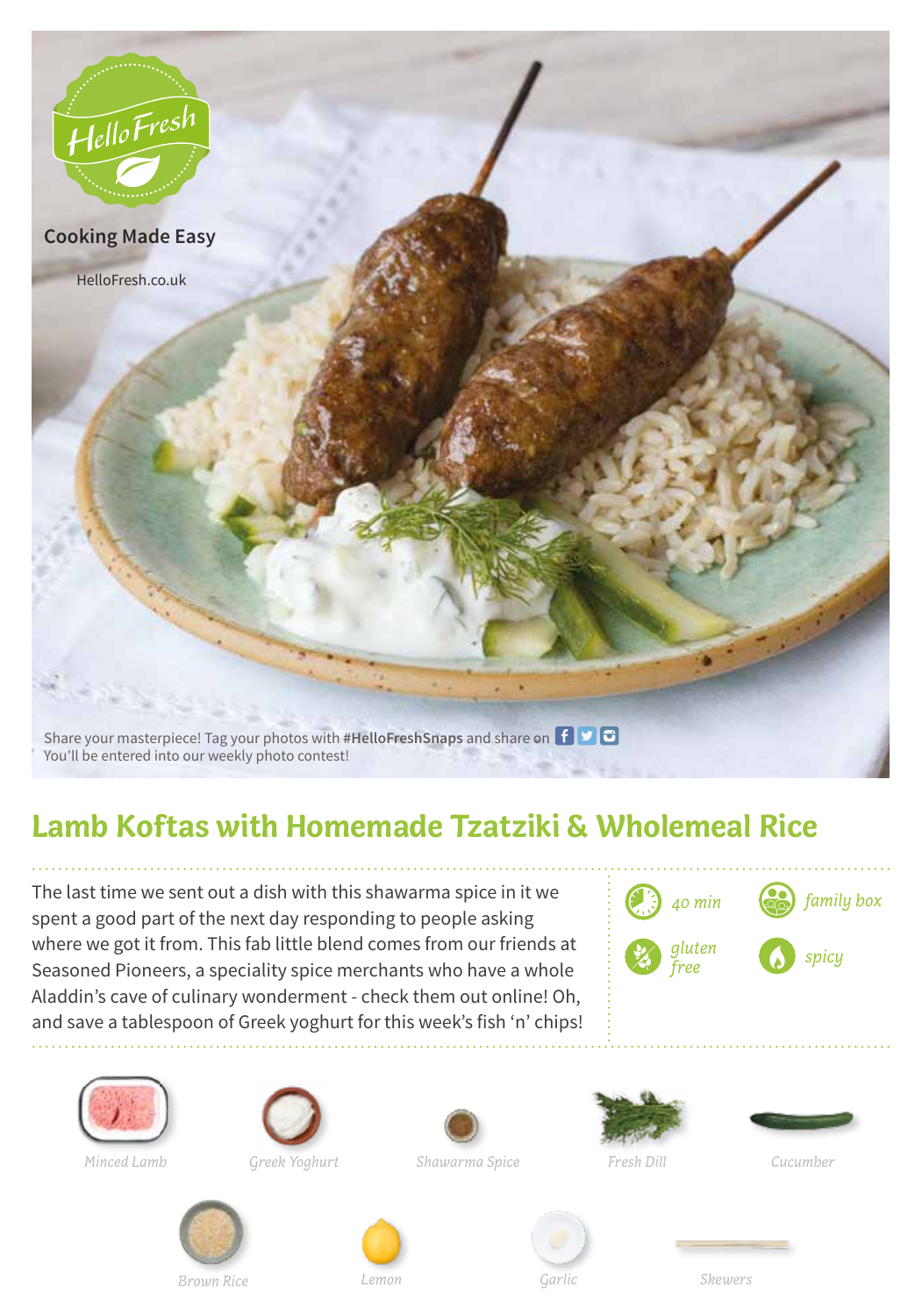HelloFresh

Cooking Made Easy

HelloFresh.co.uk

Share your masterpiece! Tag your photos with **#HelloFreshSnaps** and share on
You'll be entered into our weekly photo contest!

# Lamb Koftas with Homemade Tzatziki & Wholemeal Rice

The last time we sent out a dish with this shawarma spice in it we spent a good part of the next day responding to people asking where we got it from. This fab little blend comes from our friends at Seasoned Pioneers, a speciality spice merchants who have a whole Aladdin's cave of culinary wonderment - check them out online! Oh, and save a tablespoon of Greek yoghurt for this week's fish 'n' chips!

*40 min* | *family box* | *gluten free* | *spicy*

*Minced Lamb* | *Greek Yoghurt* | *Shawarma Spice* | *Fresh Dill* | *Cucumber*

*Brown Rice* | *Lemon* | *Garlic* | *Skewers*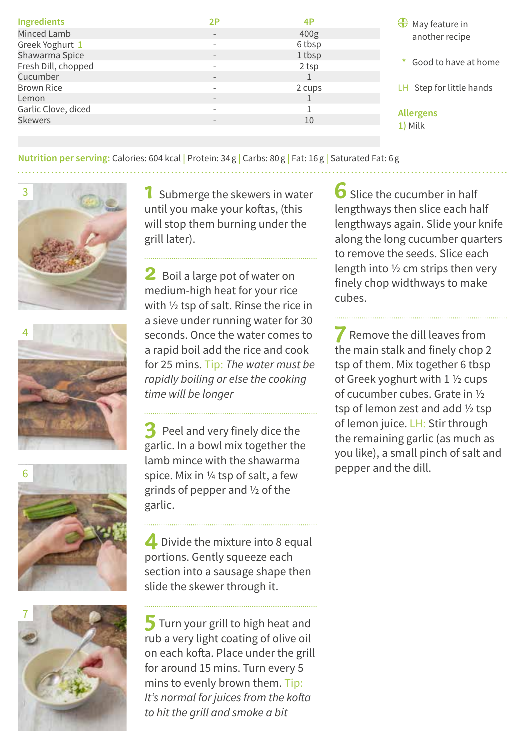| Ingredients | 2P | 4P |
|---|---|---|
| Minced Lamb | - | 400g |
| Greek Yoghurt 1 | - | 6 tbsp |
| Shawarma Spice | - | 1 tbsp |
| Fresh Dill, chopped | - | 2 tsp |
| Cucumber | - | 1 |
| Brown Rice | - | 2 cups |
| Lemon | - | 1 |
| Garlic Clove, diced | - | 1 |
| Skewers | - | 10 |

May feature in another recipe

\* Good to have at home

LH Step for little hands

**Allergens**
1) Milk

**Nutrition per serving:** Calories: 604 kcal | Protein: 34 g | Carbs: 80 g | Fat: 16 g | Saturated Fat: 6 g

**1** Submerge the skewers in water until you make your koftas, (this will stop them burning under the grill later).

**2** Boil a large pot of water on medium-high heat for your rice with ½ tsp of salt. Rinse the rice in a sieve under running water for 30 seconds. Once the water comes to a rapid boil add the rice and cook for 25 mins. Tip: *The water must be rapidly boiling or else the cooking time will be longer*

**3** Peel and very finely dice the garlic. In a bowl mix together the lamb mince with the shawarma spice. Mix in ¼ tsp of salt, a few grinds of pepper and ½ of the garlic.

**4** Divide the mixture into 8 equal portions. Gently squeeze each section into a sausage shape then slide the skewer through it.

**5** Turn your grill to high heat and rub a very light coating of olive oil on each kofta. Place under the grill for around 15 mins. Turn every 5 mins to evenly brown them. Tip: *It's normal for juices from the kofta to hit the grill and smoke a bit*

**6** Slice the cucumber in half lengthways then slice each half lengthways again. Slide your knife along the long cucumber quarters to remove the seeds. Slice each length into ½ cm strips then very finely chop widthways to make cubes.

**7** Remove the dill leaves from the main stalk and finely chop 2 tsp of them. Mix together 6 tbsp of Greek yoghurt with 1 ½ cups of cucumber cubes. Grate in ½ tsp of lemon zest and add ½ tsp of lemon juice. LH: Stir through the remaining garlic (as much as you like), a small pinch of salt and pepper and the dill.